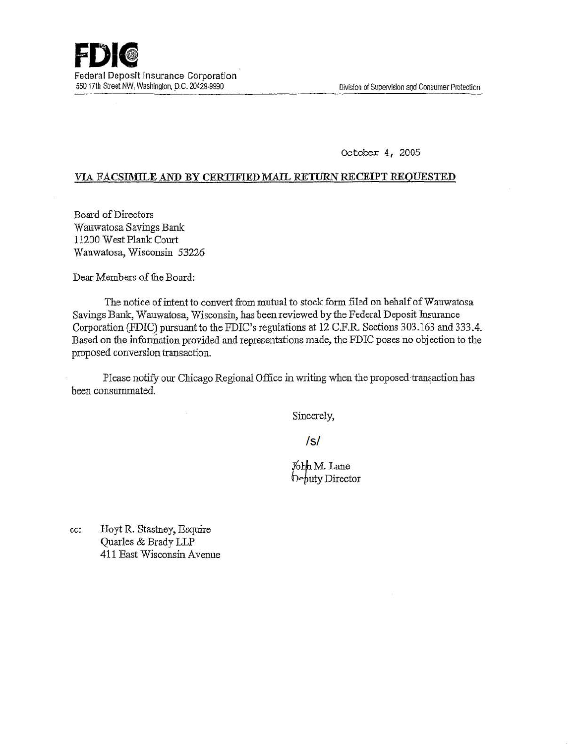**FDIC**
Federal Deposit Insurance Corporation
550 17th Street NW, Washington, D.C. 20429-9990

Division of Supervision and Consumer Protection

October 4, 2005

VIA FACSIMILE AND BY CERTIFIED MAIL RETURN RECEIPT REQUESTED

Board of Directors
Wauwatosa Savings Bank
11200 West Plank Court
Wauwatosa, Wisconsin 53226

Dear Members of the Board:

The notice of intent to convert from mutual to stock form filed on behalf of Wauwatosa Savings Bank, Wauwatosa, Wisconsin, has been reviewed by the Federal Deposit Insurance Corporation (FDIC) pursuant to the FDIC's regulations at 12 C.F.R. Sections 303.163 and 333.4. Based on the information provided and representations made, the FDIC poses no objection to the proposed conversion transaction.

Please notify our Chicago Regional Office in writing when the proposed transaction has been consummated.

Sincerely,

/s/

John M. Lane
Deputy Director

cc: Hoyt R. Stastney, Esquire
Quarles & Brady LLP
411 East Wisconsin Avenue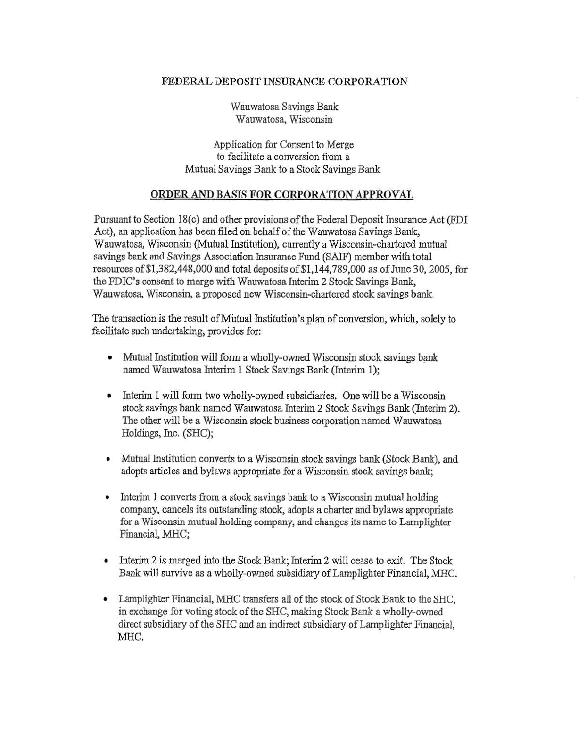FEDERAL DEPOSIT INSURANCE CORPORATION

Wauwatosa Savings Bank
Wauwatosa, Wisconsin

Application for Consent to Merge
to facilitate a conversion from a
Mutual Savings Bank to a Stock Savings Bank

## ORDER AND BASIS FOR CORPORATION APPROVAL

Pursuant to Section 18(c) and other provisions of the Federal Deposit Insurance Act (FDI Act), an application has been filed on behalf of the Wauwatosa Savings Bank, Wauwatosa, Wisconsin (Mutual Institution), currently a Wisconsin-chartered mutual savings bank and Savings Association Insurance Fund (SAIF) member with total resources of $1,382,448,000 and total deposits of $1,144,789,000 as of June 30, 2005, for the FDIC's consent to merge with Wauwatosa Interim 2 Stock Savings Bank, Wauwatosa, Wisconsin, a proposed new Wisconsin-chartered stock savings bank.

The transaction is the result of Mutual Institution's plan of conversion, which, solely to facilitate such undertaking, provides for:

- Mutual Institution will form a wholly-owned Wisconsin stock savings bank named Wauwatosa Interim 1 Stock Savings Bank (Interim 1);
- Interim 1 will form two wholly-owned subsidiaries. One will be a Wisconsin stock savings bank named Wauwatosa Interim 2 Stock Savings Bank (Interim 2). The other will be a Wisconsin stock business corporation named Wauwatosa Holdings, Inc. (SHC);
- Mutual Institution converts to a Wisconsin stock savings bank (Stock Bank), and adopts articles and bylaws appropriate for a Wisconsin stock savings bank;
- Interim 1 converts from a stock savings bank to a Wisconsin mutual holding company, cancels its outstanding stock, adopts a charter and bylaws appropriate for a Wisconsin mutual holding company, and changes its name to Lamplighter Financial, MHC;
- Interim 2 is merged into the Stock Bank; Interim 2 will cease to exit. The Stock Bank will survive as a wholly-owned subsidiary of Lamplighter Financial, MHC.
- Lamplighter Financial, MHC transfers all of the stock of Stock Bank to the SHC, in exchange for voting stock of the SHC, making Stock Bank a wholly-owned direct subsidiary of the SHC and an indirect subsidiary of Lamplighter Financial, MHC.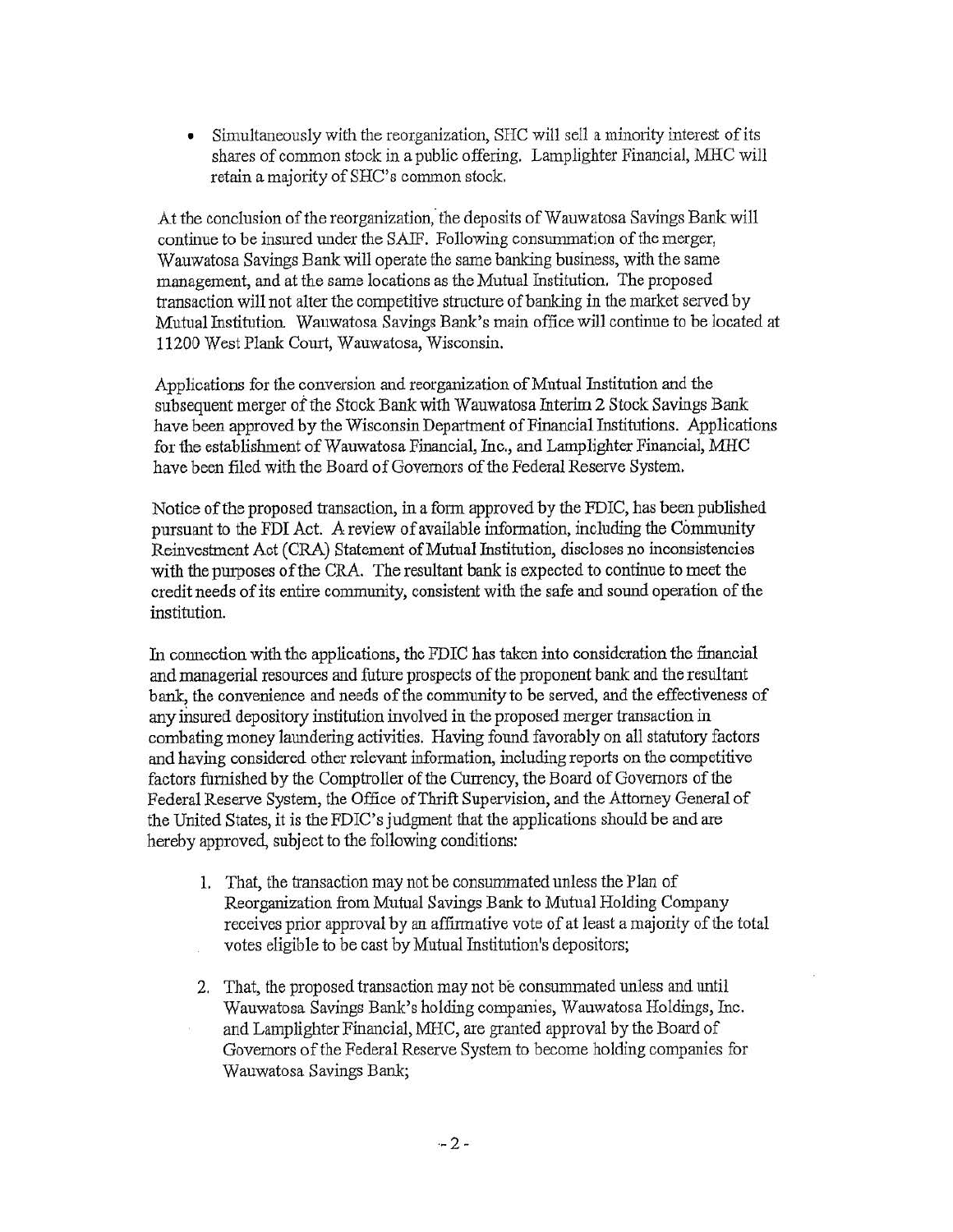- Simultaneously with the reorganization, SHC will sell a minority interest of its shares of common stock in a public offering. Lamplighter Financial, MHC will retain a majority of SHC's common stock.

At the conclusion of the reorganization, the deposits of Wauwatosa Savings Bank will continue to be insured under the SAIF. Following consummation of the merger, Wauwatosa Savings Bank will operate the same banking business, with the same management, and at the same locations as the Mutual Institution. The proposed transaction will not alter the competitive structure of banking in the market served by Mutual Institution. Wauwatosa Savings Bank's main office will continue to be located at 11200 West Plank Court, Wauwatosa, Wisconsin.

Applications for the conversion and reorganization of Mutual Institution and the subsequent merger of the Stock Bank with Wauwatosa Interim 2 Stock Savings Bank have been approved by the Wisconsin Department of Financial Institutions. Applications for the establishment of Wauwatosa Financial, Inc., and Lamplighter Financial, MHC have been filed with the Board of Governors of the Federal Reserve System.

Notice of the proposed transaction, in a form approved by the FDIC, has been published pursuant to the FDI Act. A review of available information, including the Community Reinvestment Act (CRA) Statement of Mutual Institution, discloses no inconsistencies with the purposes of the CRA. The resultant bank is expected to continue to meet the credit needs of its entire community, consistent with the safe and sound operation of the institution.

In connection with the applications, the FDIC has taken into consideration the financial and managerial resources and future prospects of the proponent bank and the resultant bank, the convenience and needs of the community to be served, and the effectiveness of any insured depository institution involved in the proposed merger transaction in combating money laundering activities. Having found favorably on all statutory factors and having considered other relevant information, including reports on the competitive factors furnished by the Comptroller of the Currency, the Board of Governors of the Federal Reserve System, the Office of Thrift Supervision, and the Attorney General of the United States, it is the FDIC's judgment that the applications should be and are hereby approved, subject to the following conditions:

1. That, the transaction may not be consummated unless the Plan of Reorganization from Mutual Savings Bank to Mutual Holding Company receives prior approval by an affirmative vote of at least a majority of the total votes eligible to be cast by Mutual Institution's depositors;

2. That, the proposed transaction may not be consummated unless and until Wauwatosa Savings Bank's holding companies, Wauwatosa Holdings, Inc. and Lamplighter Financial, MHC, are granted approval by the Board of Governors of the Federal Reserve System to become holding companies for Wauwatosa Savings Bank;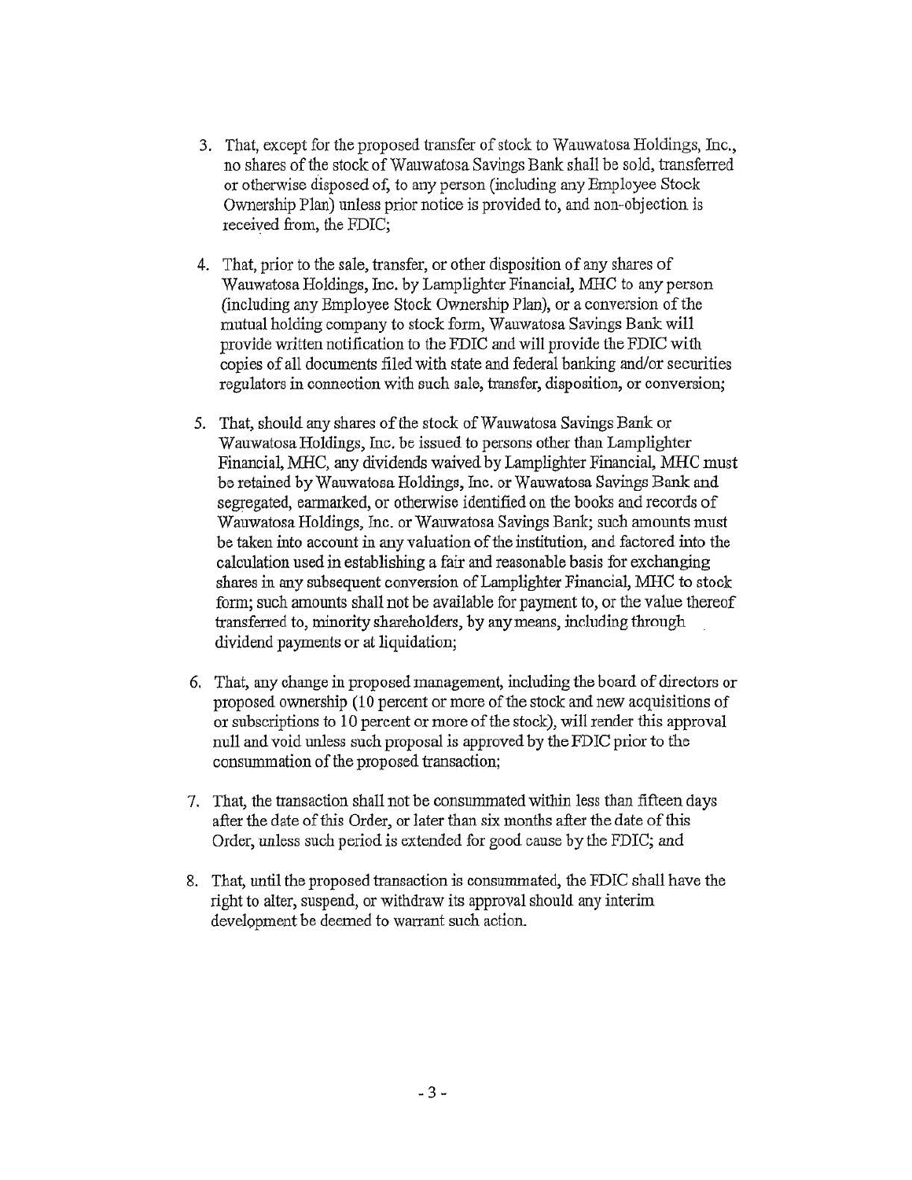3. That, except for the proposed transfer of stock to Wauwatosa Holdings, Inc., no shares of the stock of Wauwatosa Savings Bank shall be sold, transferred or otherwise disposed of, to any person (including any Employee Stock Ownership Plan) unless prior notice is provided to, and non-objection is received from, the FDIC;

4. That, prior to the sale, transfer, or other disposition of any shares of Wauwatosa Holdings, Inc. by Lamplighter Financial, MHC to any person (including any Employee Stock Ownership Plan), or a conversion of the mutual holding company to stock form, Wauwatosa Savings Bank will provide written notification to the FDIC and will provide the FDIC with copies of all documents filed with state and federal banking and/or securities regulators in connection with such sale, transfer, disposition, or conversion;

5. That, should any shares of the stock of Wauwatosa Savings Bank or Wauwatosa Holdings, Inc. be issued to persons other than Lamplighter Financial, MHC, any dividends waived by Lamplighter Financial, MHC must be retained by Wauwatosa Holdings, Inc. or Wauwatosa Savings Bank and segregated, earmarked, or otherwise identified on the books and records of Wauwatosa Holdings, Inc. or Wauwatosa Savings Bank; such amounts must be taken into account in any valuation of the institution, and factored into the calculation used in establishing a fair and reasonable basis for exchanging shares in any subsequent conversion of Lamplighter Financial, MHC to stock form; such amounts shall not be available for payment to, or the value thereof transferred to, minority shareholders, by any means, including through dividend payments or at liquidation;

6. That, any change in proposed management, including the board of directors or proposed ownership (10 percent or more of the stock and new acquisitions of or subscriptions to 10 percent or more of the stock), will render this approval null and void unless such proposal is approved by the FDIC prior to the consummation of the proposed transaction;

7. That, the transaction shall not be consummated within less than fifteen days after the date of this Order, or later than six months after the date of this Order, unless such period is extended for good cause by the FDIC; and

8. That, until the proposed transaction is consummated, the FDIC shall have the right to alter, suspend, or withdraw its approval should any interim development be deemed to warrant such action.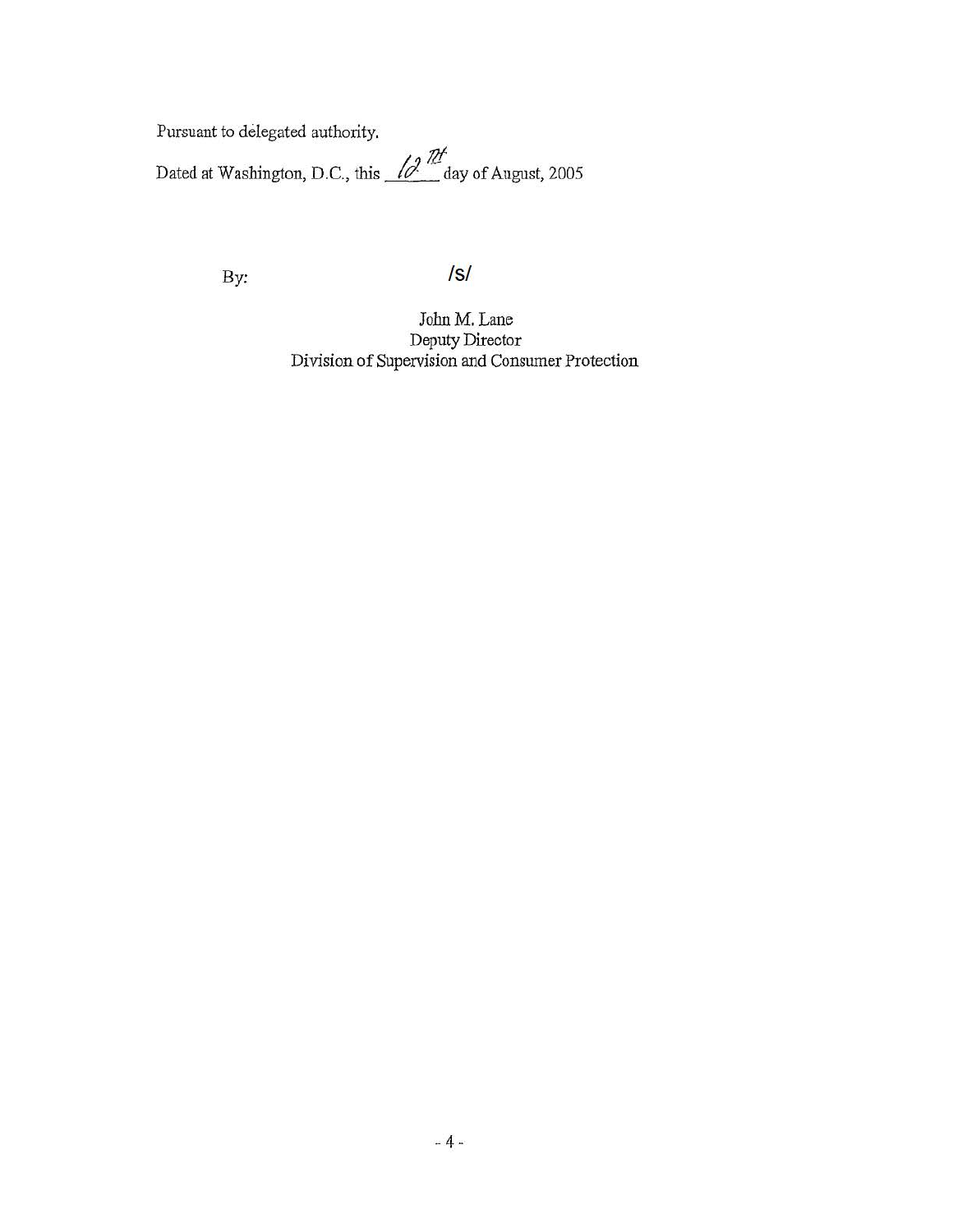Pursuant to delegated authority.

Dated at Washington, D.C., this 12th day of August, 2005

By: /s/

John M. Lane
Deputy Director
Division of Supervision and Consumer Protection